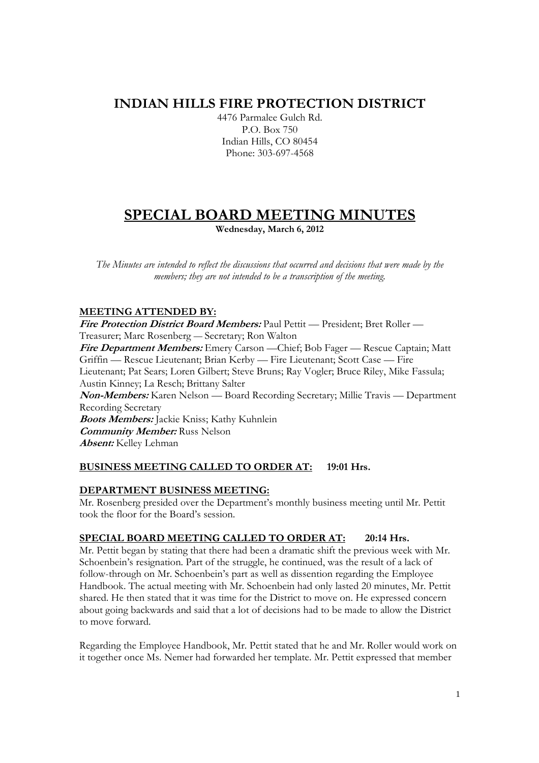# INDIAN HILLS FIRE PROTECTION DISTRICT

4476 Parmalee Gulch Rd.
P.O. Box 750
Indian Hills, CO 80454
Phone: 303-697-4568

# SPECIAL BOARD MEETING MINUTES

**Wednesday, March 6, 2012**

*The Minutes are intended to reflect the discussions that occurred and decisions that were made by the members; they are not intended to be a transcription of the meeting.*

## MEETING ATTENDED BY:

***Fire Protection District Board Members:*** Paul Pettit — President; Bret Roller — Treasurer; Marc Rosenberg — Secretary; Ron Walton
***Fire Department Members:*** Emery Carson —Chief; Bob Fager — Rescue Captain; Matt Griffin — Rescue Lieutenant; Brian Kerby — Fire Lieutenant; Scott Case — Fire Lieutenant; Pat Sears; Loren Gilbert; Steve Bruns; Ray Vogler; Bruce Riley, Mike Fassula; Austin Kinney; La Resch; Brittany Salter
***Non-Members:*** Karen Nelson — Board Recording Secretary; Millie Travis — Department Recording Secretary
***Boots Members:*** Jackie Kniss; Kathy Kuhnlein
***Community Member:*** Russ Nelson
***Absent:*** Kelley Lehman

## BUSINESS MEETING CALLED TO ORDER AT: 19:01 Hrs.

## DEPARTMENT BUSINESS MEETING:

Mr. Rosenberg presided over the Department's monthly business meeting until Mr. Pettit took the floor for the Board's session.

## SPECIAL BOARD MEETING CALLED TO ORDER AT: 20:14 Hrs.

Mr. Pettit began by stating that there had been a dramatic shift the previous week with Mr. Schoenbein's resignation. Part of the struggle, he continued, was the result of a lack of follow-through on Mr. Schoenbein's part as well as dissention regarding the Employee Handbook. The actual meeting with Mr. Schoenbein had only lasted 20 minutes, Mr. Pettit shared. He then stated that it was time for the District to move on. He expressed concern about going backwards and said that a lot of decisions had to be made to allow the District to move forward.

Regarding the Employee Handbook, Mr. Pettit stated that he and Mr. Roller would work on it together once Ms. Nemer had forwarded her template. Mr. Pettit expressed that member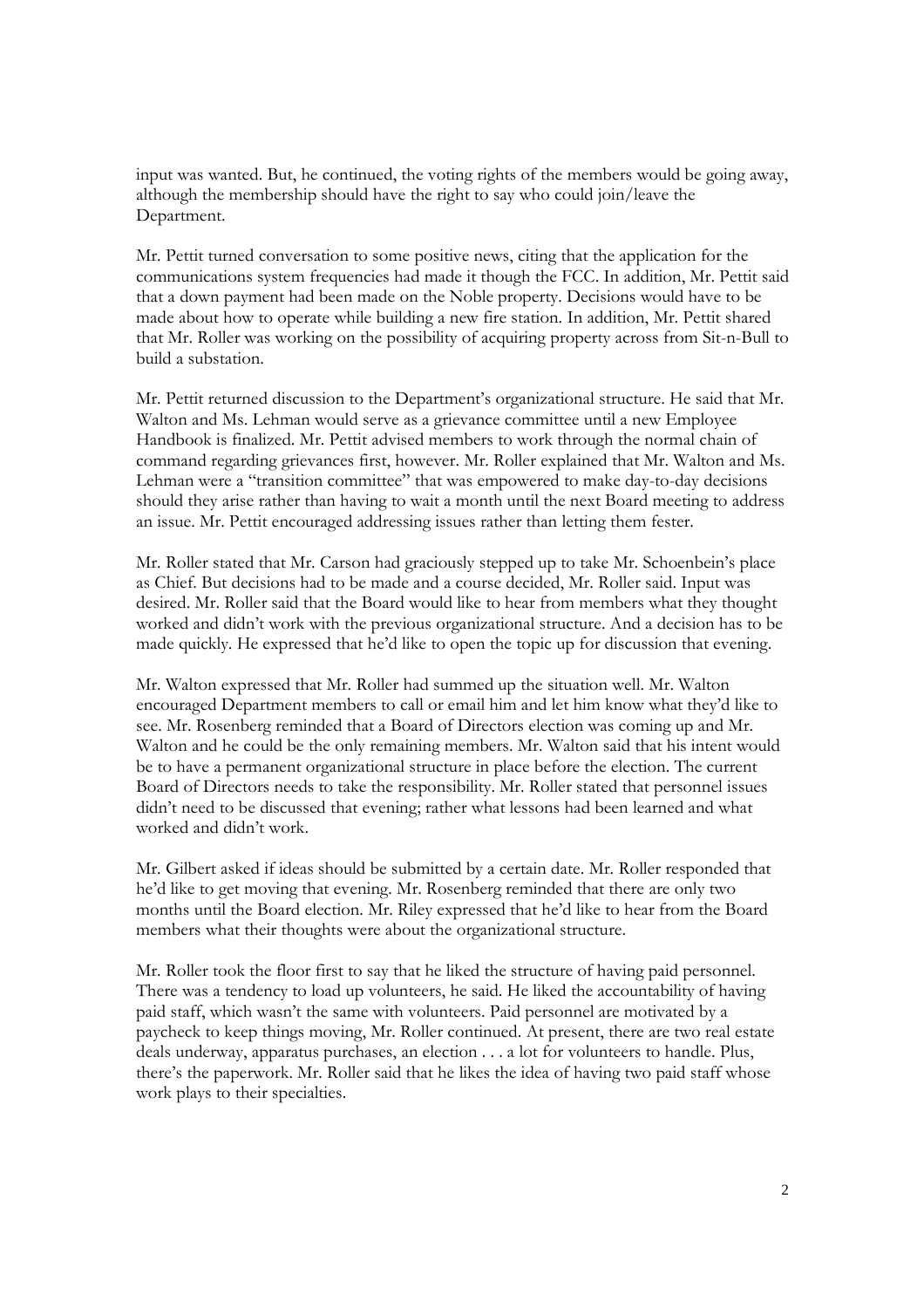input was wanted. But, he continued, the voting rights of the members would be going away, although the membership should have the right to say who could join/leave the Department.

Mr. Pettit turned conversation to some positive news, citing that the application for the communications system frequencies had made it though the FCC. In addition, Mr. Pettit said that a down payment had been made on the Noble property. Decisions would have to be made about how to operate while building a new fire station. In addition, Mr. Pettit shared that Mr. Roller was working on the possibility of acquiring property across from Sit-n-Bull to build a substation.

Mr. Pettit returned discussion to the Department's organizational structure. He said that Mr. Walton and Ms. Lehman would serve as a grievance committee until a new Employee Handbook is finalized. Mr. Pettit advised members to work through the normal chain of command regarding grievances first, however. Mr. Roller explained that Mr. Walton and Ms. Lehman were a "transition committee" that was empowered to make day-to-day decisions should they arise rather than having to wait a month until the next Board meeting to address an issue. Mr. Pettit encouraged addressing issues rather than letting them fester.

Mr. Roller stated that Mr. Carson had graciously stepped up to take Mr. Schoenbein's place as Chief. But decisions had to be made and a course decided, Mr. Roller said. Input was desired. Mr. Roller said that the Board would like to hear from members what they thought worked and didn't work with the previous organizational structure. And a decision has to be made quickly. He expressed that he'd like to open the topic up for discussion that evening.

Mr. Walton expressed that Mr. Roller had summed up the situation well. Mr. Walton encouraged Department members to call or email him and let him know what they'd like to see. Mr. Rosenberg reminded that a Board of Directors election was coming up and Mr. Walton and he could be the only remaining members. Mr. Walton said that his intent would be to have a permanent organizational structure in place before the election. The current Board of Directors needs to take the responsibility. Mr. Roller stated that personnel issues didn't need to be discussed that evening; rather what lessons had been learned and what worked and didn't work.

Mr. Gilbert asked if ideas should be submitted by a certain date. Mr. Roller responded that he'd like to get moving that evening. Mr. Rosenberg reminded that there are only two months until the Board election. Mr. Riley expressed that he'd like to hear from the Board members what their thoughts were about the organizational structure.

Mr. Roller took the floor first to say that he liked the structure of having paid personnel. There was a tendency to load up volunteers, he said. He liked the accountability of having paid staff, which wasn't the same with volunteers. Paid personnel are motivated by a paycheck to keep things moving, Mr. Roller continued. At present, there are two real estate deals underway, apparatus purchases, an election . . . a lot for volunteers to handle. Plus, there's the paperwork. Mr. Roller said that he likes the idea of having two paid staff whose work plays to their specialties.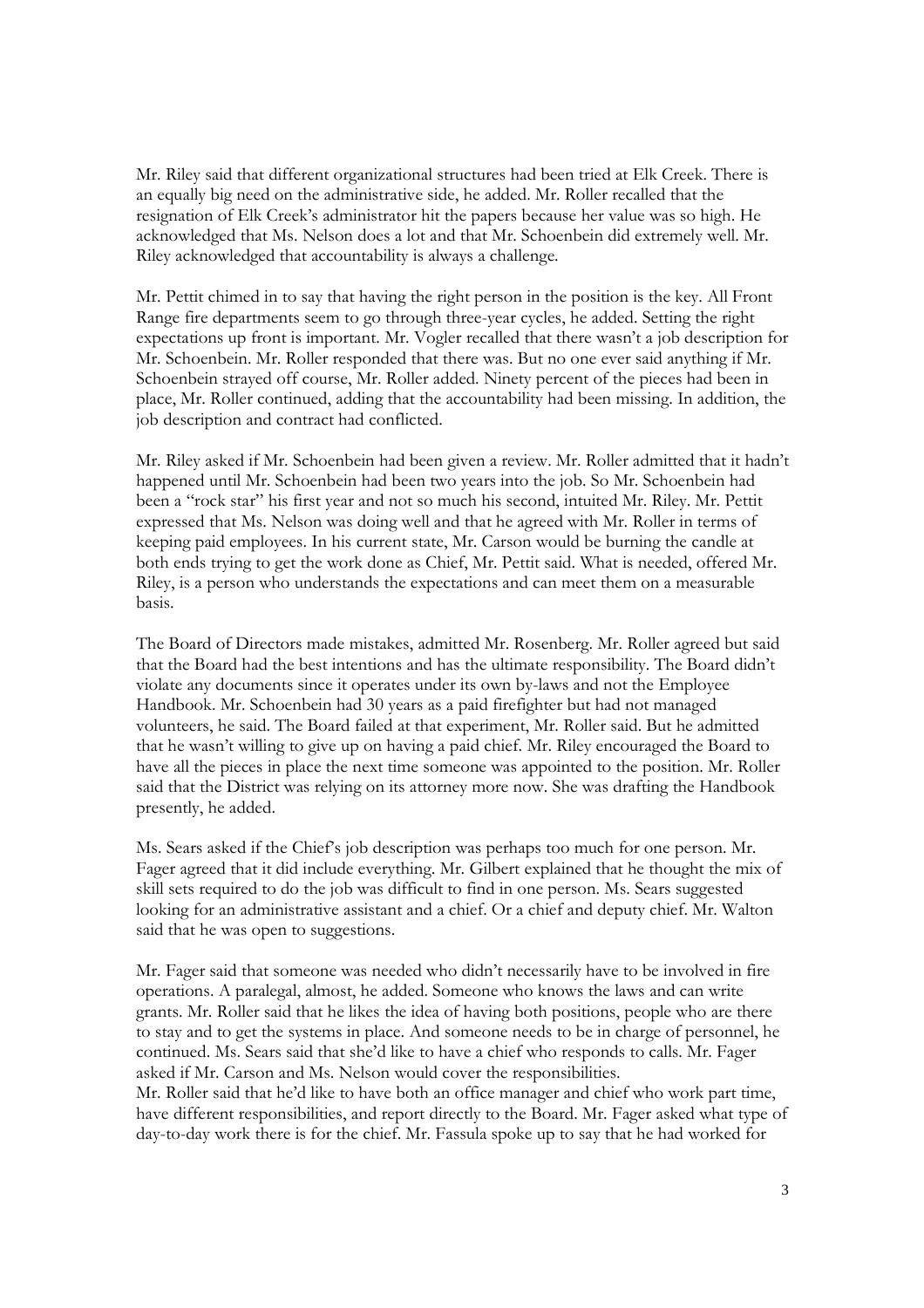Mr. Riley said that different organizational structures had been tried at Elk Creek. There is an equally big need on the administrative side, he added. Mr. Roller recalled that the resignation of Elk Creek's administrator hit the papers because her value was so high. He acknowledged that Ms. Nelson does a lot and that Mr. Schoenbein did extremely well. Mr. Riley acknowledged that accountability is always a challenge.

Mr. Pettit chimed in to say that having the right person in the position is the key. All Front Range fire departments seem to go through three-year cycles, he added. Setting the right expectations up front is important. Mr. Vogler recalled that there wasn't a job description for Mr. Schoenbein. Mr. Roller responded that there was. But no one ever said anything if Mr. Schoenbein strayed off course, Mr. Roller added. Ninety percent of the pieces had been in place, Mr. Roller continued, adding that the accountability had been missing. In addition, the job description and contract had conflicted.

Mr. Riley asked if Mr. Schoenbein had been given a review. Mr. Roller admitted that it hadn't happened until Mr. Schoenbein had been two years into the job. So Mr. Schoenbein had been a "rock star" his first year and not so much his second, intuited Mr. Riley. Mr. Pettit expressed that Ms. Nelson was doing well and that he agreed with Mr. Roller in terms of keeping paid employees. In his current state, Mr. Carson would be burning the candle at both ends trying to get the work done as Chief, Mr. Pettit said. What is needed, offered Mr. Riley, is a person who understands the expectations and can meet them on a measurable basis.

The Board of Directors made mistakes, admitted Mr. Rosenberg. Mr. Roller agreed but said that the Board had the best intentions and has the ultimate responsibility. The Board didn't violate any documents since it operates under its own by-laws and not the Employee Handbook. Mr. Schoenbein had 30 years as a paid firefighter but had not managed volunteers, he said. The Board failed at that experiment, Mr. Roller said. But he admitted that he wasn't willing to give up on having a paid chief. Mr. Riley encouraged the Board to have all the pieces in place the next time someone was appointed to the position. Mr. Roller said that the District was relying on its attorney more now. She was drafting the Handbook presently, he added.

Ms. Sears asked if the Chief's job description was perhaps too much for one person. Mr. Fager agreed that it did include everything. Mr. Gilbert explained that he thought the mix of skill sets required to do the job was difficult to find in one person. Ms. Sears suggested looking for an administrative assistant and a chief. Or a chief and deputy chief. Mr. Walton said that he was open to suggestions.

Mr. Fager said that someone was needed who didn't necessarily have to be involved in fire operations. A paralegal, almost, he added. Someone who knows the laws and can write grants. Mr. Roller said that he likes the idea of having both positions, people who are there to stay and to get the systems in place. And someone needs to be in charge of personnel, he continued. Ms. Sears said that she'd like to have a chief who responds to calls. Mr. Fager asked if Mr. Carson and Ms. Nelson would cover the responsibilities.

Mr. Roller said that he'd like to have both an office manager and chief who work part time, have different responsibilities, and report directly to the Board. Mr. Fager asked what type of day-to-day work there is for the chief. Mr. Fassula spoke up to say that he had worked for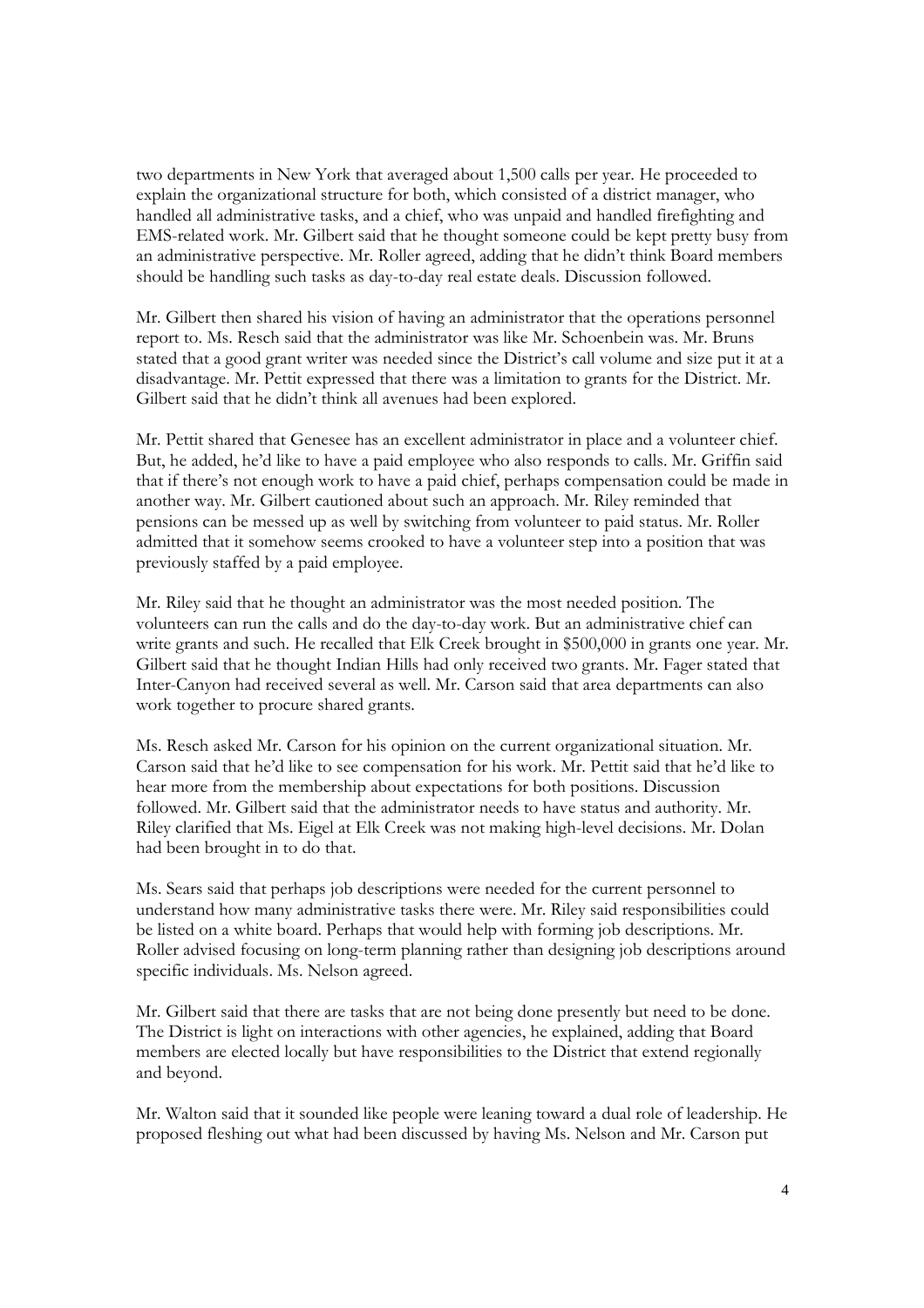two departments in New York that averaged about 1,500 calls per year. He proceeded to explain the organizational structure for both, which consisted of a district manager, who handled all administrative tasks, and a chief, who was unpaid and handled firefighting and EMS-related work. Mr. Gilbert said that he thought someone could be kept pretty busy from an administrative perspective. Mr. Roller agreed, adding that he didn't think Board members should be handling such tasks as day-to-day real estate deals. Discussion followed.

Mr. Gilbert then shared his vision of having an administrator that the operations personnel report to. Ms. Resch said that the administrator was like Mr. Schoenbein was. Mr. Bruns stated that a good grant writer was needed since the District's call volume and size put it at a disadvantage. Mr. Pettit expressed that there was a limitation to grants for the District. Mr. Gilbert said that he didn't think all avenues had been explored.

Mr. Pettit shared that Genesee has an excellent administrator in place and a volunteer chief. But, he added, he'd like to have a paid employee who also responds to calls. Mr. Griffin said that if there's not enough work to have a paid chief, perhaps compensation could be made in another way. Mr. Gilbert cautioned about such an approach. Mr. Riley reminded that pensions can be messed up as well by switching from volunteer to paid status. Mr. Roller admitted that it somehow seems crooked to have a volunteer step into a position that was previously staffed by a paid employee.

Mr. Riley said that he thought an administrator was the most needed position. The volunteers can run the calls and do the day-to-day work. But an administrative chief can write grants and such. He recalled that Elk Creek brought in $500,000 in grants one year. Mr. Gilbert said that he thought Indian Hills had only received two grants. Mr. Fager stated that Inter-Canyon had received several as well. Mr. Carson said that area departments can also work together to procure shared grants.

Ms. Resch asked Mr. Carson for his opinion on the current organizational situation. Mr. Carson said that he'd like to see compensation for his work. Mr. Pettit said that he'd like to hear more from the membership about expectations for both positions. Discussion followed. Mr. Gilbert said that the administrator needs to have status and authority. Mr. Riley clarified that Ms. Eigel at Elk Creek was not making high-level decisions. Mr. Dolan had been brought in to do that.

Ms. Sears said that perhaps job descriptions were needed for the current personnel to understand how many administrative tasks there were. Mr. Riley said responsibilities could be listed on a white board. Perhaps that would help with forming job descriptions. Mr. Roller advised focusing on long-term planning rather than designing job descriptions around specific individuals. Ms. Nelson agreed.

Mr. Gilbert said that there are tasks that are not being done presently but need to be done. The District is light on interactions with other agencies, he explained, adding that Board members are elected locally but have responsibilities to the District that extend regionally and beyond.

Mr. Walton said that it sounded like people were leaning toward a dual role of leadership. He proposed fleshing out what had been discussed by having Ms. Nelson and Mr. Carson put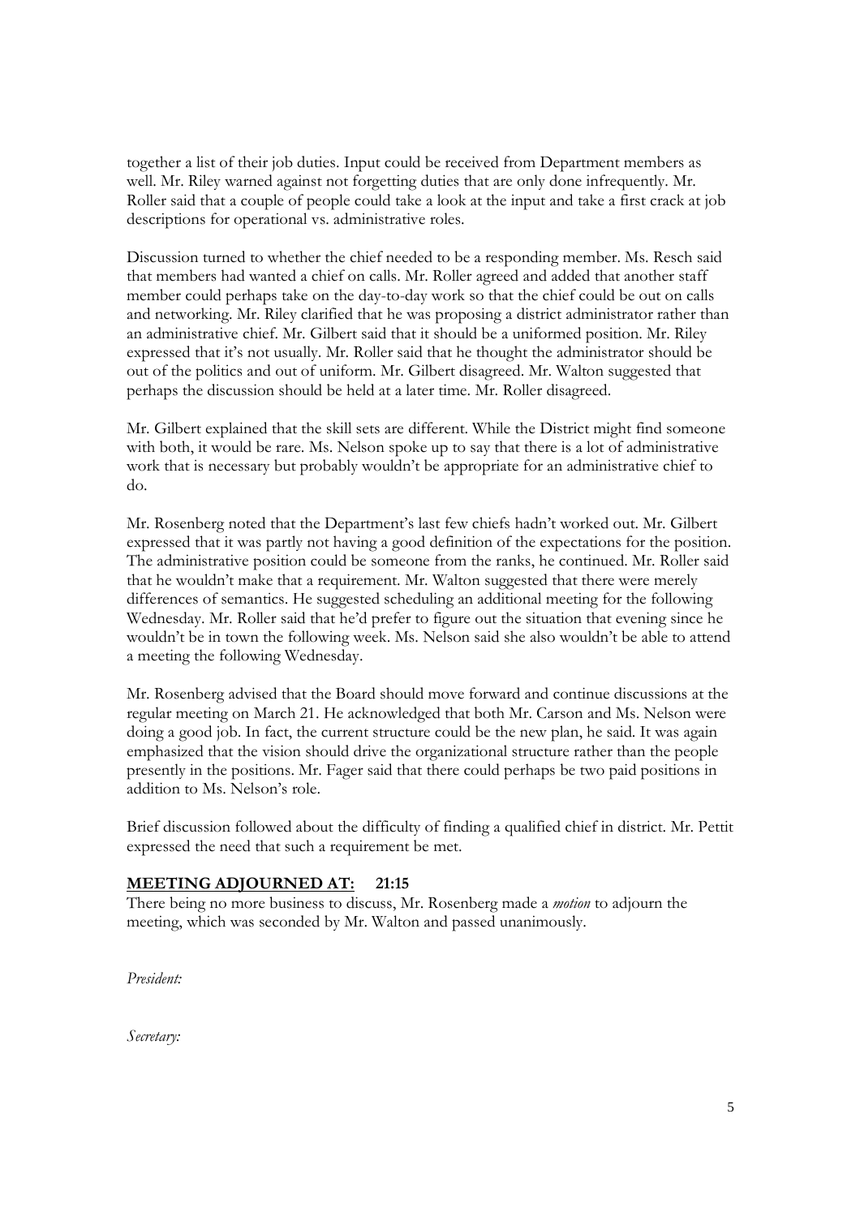together a list of their job duties. Input could be received from Department members as well. Mr. Riley warned against not forgetting duties that are only done infrequently. Mr. Roller said that a couple of people could take a look at the input and take a first crack at job descriptions for operational vs. administrative roles.

Discussion turned to whether the chief needed to be a responding member. Ms. Resch said that members had wanted a chief on calls. Mr. Roller agreed and added that another staff member could perhaps take on the day-to-day work so that the chief could be out on calls and networking. Mr. Riley clarified that he was proposing a district administrator rather than an administrative chief. Mr. Gilbert said that it should be a uniformed position. Mr. Riley expressed that it's not usually. Mr. Roller said that he thought the administrator should be out of the politics and out of uniform. Mr. Gilbert disagreed. Mr. Walton suggested that perhaps the discussion should be held at a later time. Mr. Roller disagreed.

Mr. Gilbert explained that the skill sets are different. While the District might find someone with both, it would be rare. Ms. Nelson spoke up to say that there is a lot of administrative work that is necessary but probably wouldn't be appropriate for an administrative chief to do.

Mr. Rosenberg noted that the Department's last few chiefs hadn't worked out. Mr. Gilbert expressed that it was partly not having a good definition of the expectations for the position. The administrative position could be someone from the ranks, he continued. Mr. Roller said that he wouldn't make that a requirement. Mr. Walton suggested that there were merely differences of semantics. He suggested scheduling an additional meeting for the following Wednesday. Mr. Roller said that he'd prefer to figure out the situation that evening since he wouldn't be in town the following week. Ms. Nelson said she also wouldn't be able to attend a meeting the following Wednesday.

Mr. Rosenberg advised that the Board should move forward and continue discussions at the regular meeting on March 21. He acknowledged that both Mr. Carson and Ms. Nelson were doing a good job. In fact, the current structure could be the new plan, he said. It was again emphasized that the vision should drive the organizational structure rather than the people presently in the positions. Mr. Fager said that there could perhaps be two paid positions in addition to Ms. Nelson's role.

Brief discussion followed about the difficulty of finding a qualified chief in district. Mr. Pettit expressed the need that such a requirement be met.

**MEETING ADJOURNED AT: 21:15**

There being no more business to discuss, Mr. Rosenberg made a *motion* to adjourn the meeting, which was seconded by Mr. Walton and passed unanimously.

*President:*

*Secretary:*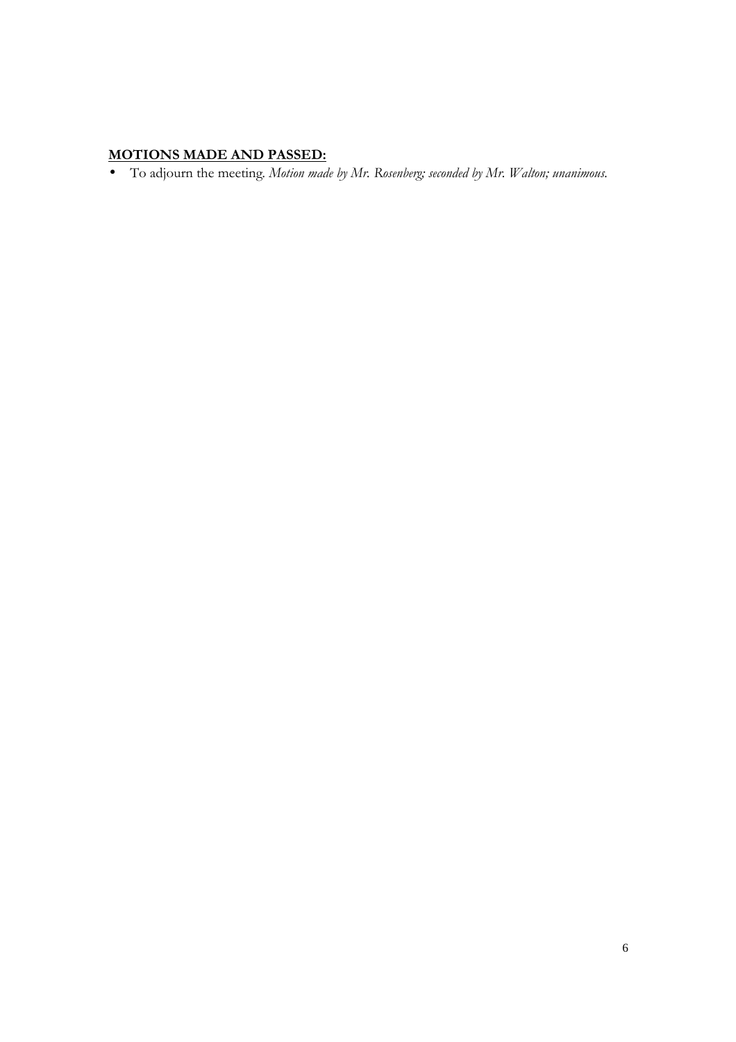**<u>MOTIONS MADE AND PASSED:</u>**

- To adjourn the meeting. *Motion made by Mr. Rosenberg; seconded by Mr. Walton; unanimous.*